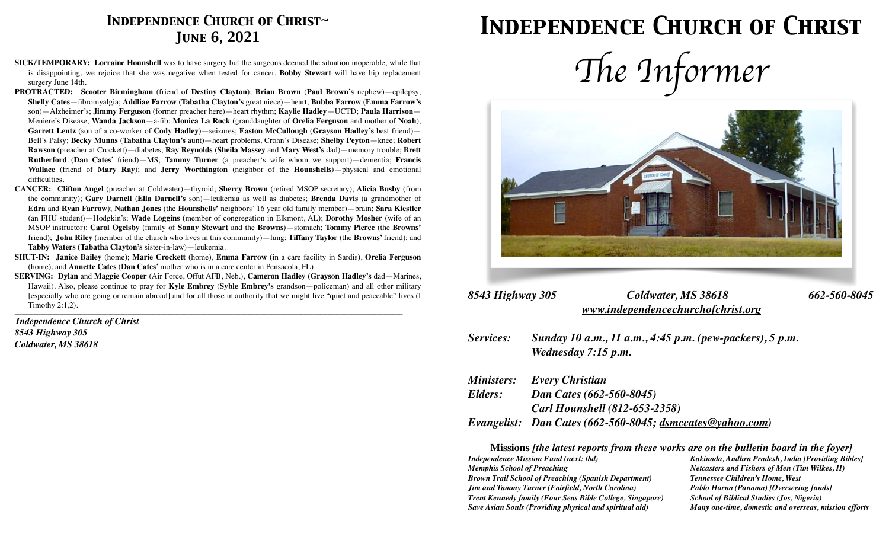# Independence Church of Christ~ June 6, 2021

**SICK/TEMPORARY:** **Lorraine Hounshell** was to have surgery but the surgeons deemed the situation inoperable; while that is disappointing, we rejoice that she was negative when tested for cancer. **Bobby Stewart** will have hip replacement surgery June 14th.

**PROTRACTED:** **Scooter Birmingham** (friend of **Destiny Clayton**); **Brian Brown** (**Paul Brown's** nephew)—epilepsy; **Shelly Cates**—fibromyalgia; **Addliae Farrow** (**Tabatha Clayton's** great niece)—heart; **Bubba Farrow** (**Emma Farrow's** son)—Alzheimer's; **Jimmy Ferguson** (former preacher here)—heart rhythm; **Kaylie Hadley**—UCTD; **Paula Harrison**—Meniere's Disease; **Wanda Jackson**—a-fib; **Monica La Rock** (granddaughter of **Orelia Ferguson** and mother of **Noah**); **Garrett Lentz** (son of a co-worker of **Cody Hadley**)—seizures; **Easton McCullough** (**Grayson Hadley's** best friend)—Bell's Palsy; **Becky Munns** (**Tabatha Clayton's** aunt)—heart problems, Crohn's Disease; **Shelby Peyton**—knee; **Robert Rawson** (preacher at Crockett)—diabetes; **Ray Reynolds** (**Sheila Massey** and **Mary West's** dad)—memory trouble; **Brett Rutherford** (**Dan Cates'** friend)—MS; **Tammy Turner** (a preacher's wife whom we support)—dementia; **Francis Wallace** (friend of **Mary Ray**); and **Jerry Worthington** (neighbor of the **Hounshells**)—physical and emotional difficulties.

**CANCER:** **Clifton Angel** (preacher at Coldwater)—thyroid; **Sherry Brown** (retired MSOP secretary); **Alicia Busby** (from the community); **Gary Darnell** (**Ella Darnell's** son)—leukemia as well as diabetes; **Brenda Davis** (a grandmother of **Edra** and **Ryan Farrow**); **Nathan Jones** (the **Hounshells'** neighbors' 16 year old family member)—brain; **Sara Kiestler** (an FHU student)—Hodgkin's; **Wade Loggins** (member of congregation in Elkmont, AL); **Dorothy Mosher** (wife of an MSOP instructor); **Carol Ogelsby** (family of **Sonny Stewart** and the **Browns**)—stomach; **Tommy Pierce** (the **Browns'** friend); **John Riley** (member of the church who lives in this community)—lung; **Tiffany Taylor** (the **Browns'** friend); and **Tabby Waters** (**Tabatha Clayton's** sister-in-law)—leukemia.

**SHUT-IN:** **Janice Bailey** (home); **Marie Crockett** (home), **Emma Farrow** (in a care facility in Sardis), **Orelia Ferguson** (home), and **Annette Cates** (**Dan Cates'** mother who is in a care center in Pensacola, FL).

**SERVING:** **Dylan** and **Maggie Cooper** (Air Force, Offut AFB, Neb.), **Cameron Hadley** (**Grayson Hadley's** dad—Marines, Hawaii). Also, please continue to pray for **Kyle Embrey** (**Syble Embrey's** grandson—policeman) and all other military [especially who are going or remain abroad] and for all those in authority that we might live "quiet and peaceable" lives (I Timothy 2:1,2).

*Independence Church of Christ*
*8543 Highway 305*
*Coldwater, MS 38618*

# Independence Church of Christ

## *The Informer*

*8543 Highway 305 Coldwater, MS 38618 662-560-8045*
*www.independencechurchofchrist.org*

*Services:* *Sunday 10 a.m., 11 a.m., 4:45 p.m. (pew-packers), 5 p.m.*
*Wednesday 7:15 p.m.*

*Ministers:* *Every Christian*
*Elders:* *Dan Cates (662-560-8045)*
*Carl Hounshell (812-653-2358)*
*Evangelist:* *Dan Cates (662-560-8045; dsmccates@yahoo.com)*

**Missions** *[the latest reports from these works are on the bulletin board in the foyer]*

*Independence Mission Fund (next: tbd)*
*Memphis School of Preaching*
*Brown Trail School of Preaching (Spanish Department)*
*Jim and Tammy Turner (Fairfield, North Carolina)*
*Trent Kennedy family (Four Seas Bible College, Singapore)*
*Save Asian Souls (Providing physical and spiritual aid)*
*Kakinada, Andhra Pradesh, India [Providing Bibles]*
*Netcasters and Fishers of Men (Tim Wilkes, II)*
*Tennessee Children's Home, West*
*Pablo Horna (Panama) [Overseeing funds]*
*School of Biblical Studies (Jos, Nigeria)*
*Many one-time, domestic and overseas, mission efforts*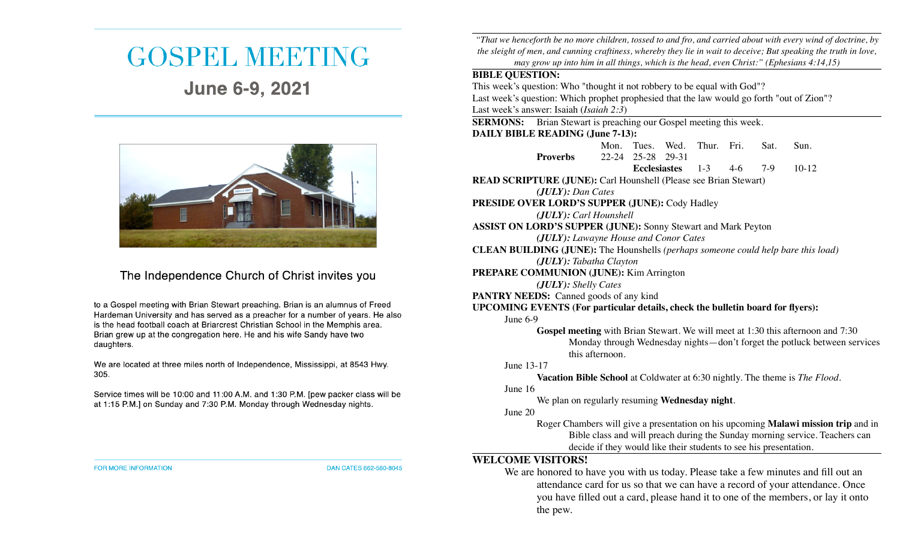# GOSPEL MEETING

## June 6-9, 2021

The Independence Church of Christ invites you

to a Gospel meeting with Brian Stewart preaching. Brian is an alumnus of Freed Hardeman University and has served as a preacher for a number of years. He also is the head football coach at Briarcrest Christian School in the Memphis area. Brian grew up at the congregation here. He and his wife Sandy have two daughters.

We are located at three miles north of Independence, Mississippi, at 8543 Hwy. 305.

Service times will be 10:00 and 11:00 A.M. and 1:30 P.M. [pew packer class will be at 1:15 P.M.] on Sunday and 7:30 P.M. Monday through Wednesday nights.

FOR MORE INFORMATION DAN CATES 662-560-8045

---

*"That we henceforth be no more children, tossed to and fro, and carried about with every wind of doctrine, by the sleight of men, and cunning craftiness, whereby they lie in wait to deceive; But speaking the truth in love, may grow up into him in all things, which is the head, even Christ:" (Ephesians 4:14,15)*

**BIBLE QUESTION:**
This week's question: Who "thought it not robbery to be equal with God"?
Last week's question: Which prophet prophesied that the law would go forth "out of Zion"?
Last week's answer: Isaiah (*Isaiah 2:3*)

**SERMONS:** Brian Stewart is preaching our Gospel meeting this week.

**DAILY BIBLE READING (June 7-13):**

| | Mon. | Tues. | Wed. | Thur. | Fri. | Sat. | Sun. |
|---|---|---|---|---|---|---|---|
| **Proverbs** | 22-24 | 25-28 | 29-31 | | | | |
| **Ecclesiastes** | | | | 1-3 | 4-6 | 7-9 | 10-12 |

**READ SCRIPTURE (JUNE):** Carl Hounshell (Please see Brian Stewart)
*(JULY): Dan Cates*

**PRESIDE OVER LORD'S SUPPER (JUNE):** Cody Hadley
*(JULY): Carl Hounshell*

**ASSIST ON LORD'S SUPPER (JUNE):** Sonny Stewart and Mark Peyton
*(JULY): Lawayne House and Conor Cates*

**CLEAN BUILDING (JUNE):** The Hounshells *(perhaps someone could help bare this load)*
*(JULY): Tabatha Clayton*

**PREPARE COMMUNION (JUNE):** Kim Arrington
*(JULY): Shelly Cates*

**PANTRY NEEDS:** Canned goods of any kind

**UPCOMING EVENTS (For particular details, check the bulletin board for flyers):**

June 6-9
: **Gospel meeting** with Brian Stewart. We will meet at 1:30 this afternoon and 7:30 Monday through Wednesday nights—don't forget the potluck between services this afternoon.

June 13-17
: **Vacation Bible School** at Coldwater at 6:30 nightly. The theme is *The Flood*.

June 16
: We plan on regularly resuming **Wednesday night**.

June 20
: Roger Chambers will give a presentation on his upcoming **Malawi mission trip** and in Bible class and will preach during the Sunday morning service. Teachers can decide if they would like their students to see his presentation.

**WELCOME VISITORS!**

We are honored to have you with us today. Please take a few minutes and fill out an attendance card for us so that we can have a record of your attendance. Once you have filled out a card, please hand it to one of the members, or lay it onto the pew.